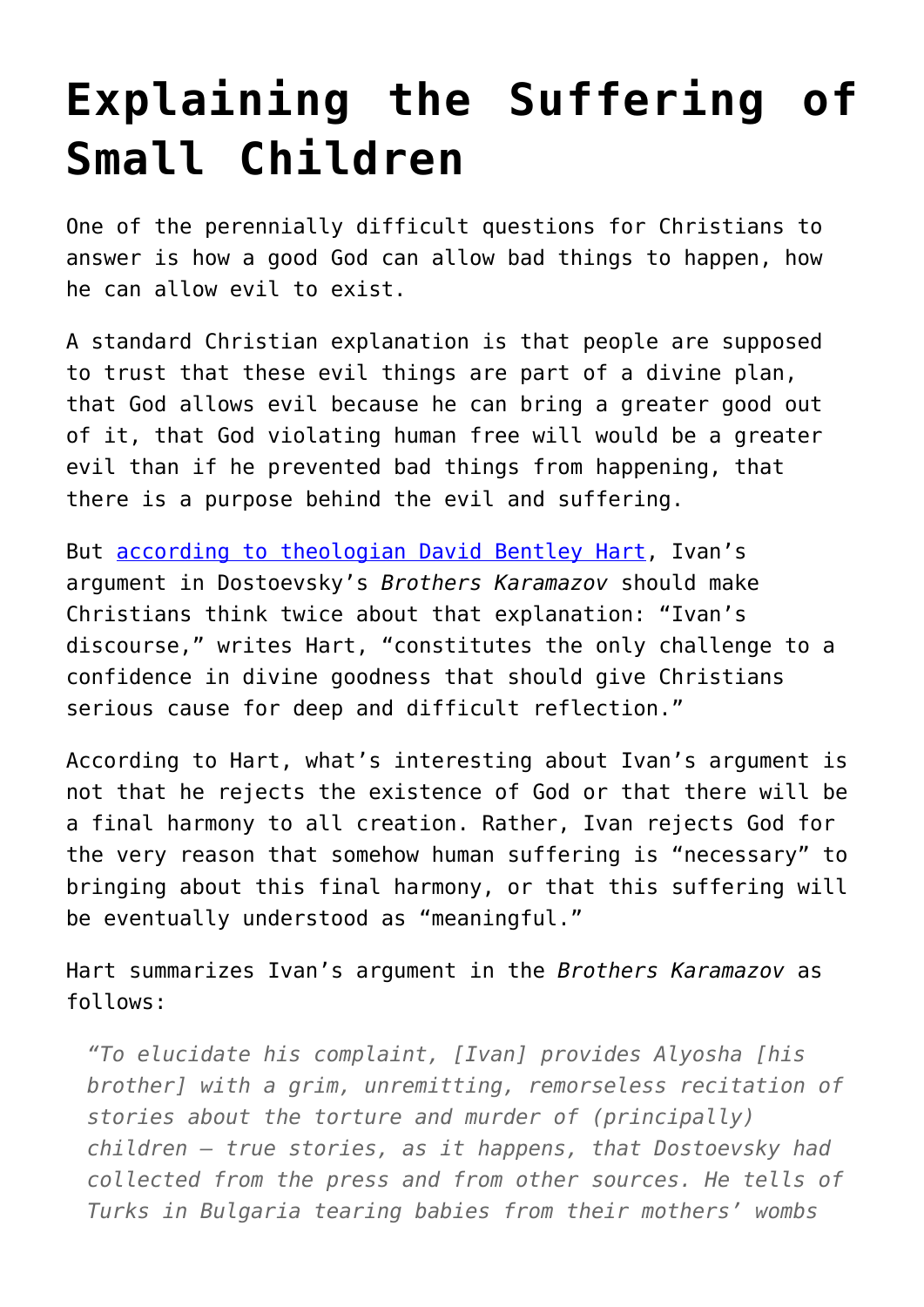# Explaining the Suffering of Small Children

One of the perennially difficult questions for Christians to answer is how a good God can allow bad things to happen, how he can allow evil to exist.

A standard Christian explanation is that people are supposed to trust that these evil things are part of a divine plan, that God allows evil because he can bring a greater good out of it, that God violating human free will would be a greater evil than if he prevented bad things from happening, that there is a purpose behind the evil and suffering.

But [according to theologian David Bentley Hart](), Ivan's argument in Dostoevsky's *Brothers Karamazov* should make Christians think twice about that explanation: "Ivan's discourse," writes Hart, "constitutes the only challenge to a confidence in divine goodness that should give Christians serious cause for deep and difficult reflection."

According to Hart, what's interesting about Ivan's argument is not that he rejects the existence of God or that there will be a final harmony to all creation. Rather, Ivan rejects God for the very reason that somehow human suffering is "necessary" to bringing about this final harmony, or that this suffering will be eventually understood as "meaningful."

Hart summarizes Ivan's argument in the *Brothers Karamazov* as follows:

> *"To elucidate his complaint, [Ivan] provides Alyosha [his brother] with a grim, unremitting, remorseless recitation of stories about the torture and murder of (principally) children – true stories, as it happens, that Dostoevsky had collected from the press and from other sources. He tells of Turks in Bulgaria tearing babies from their mothers' wombs*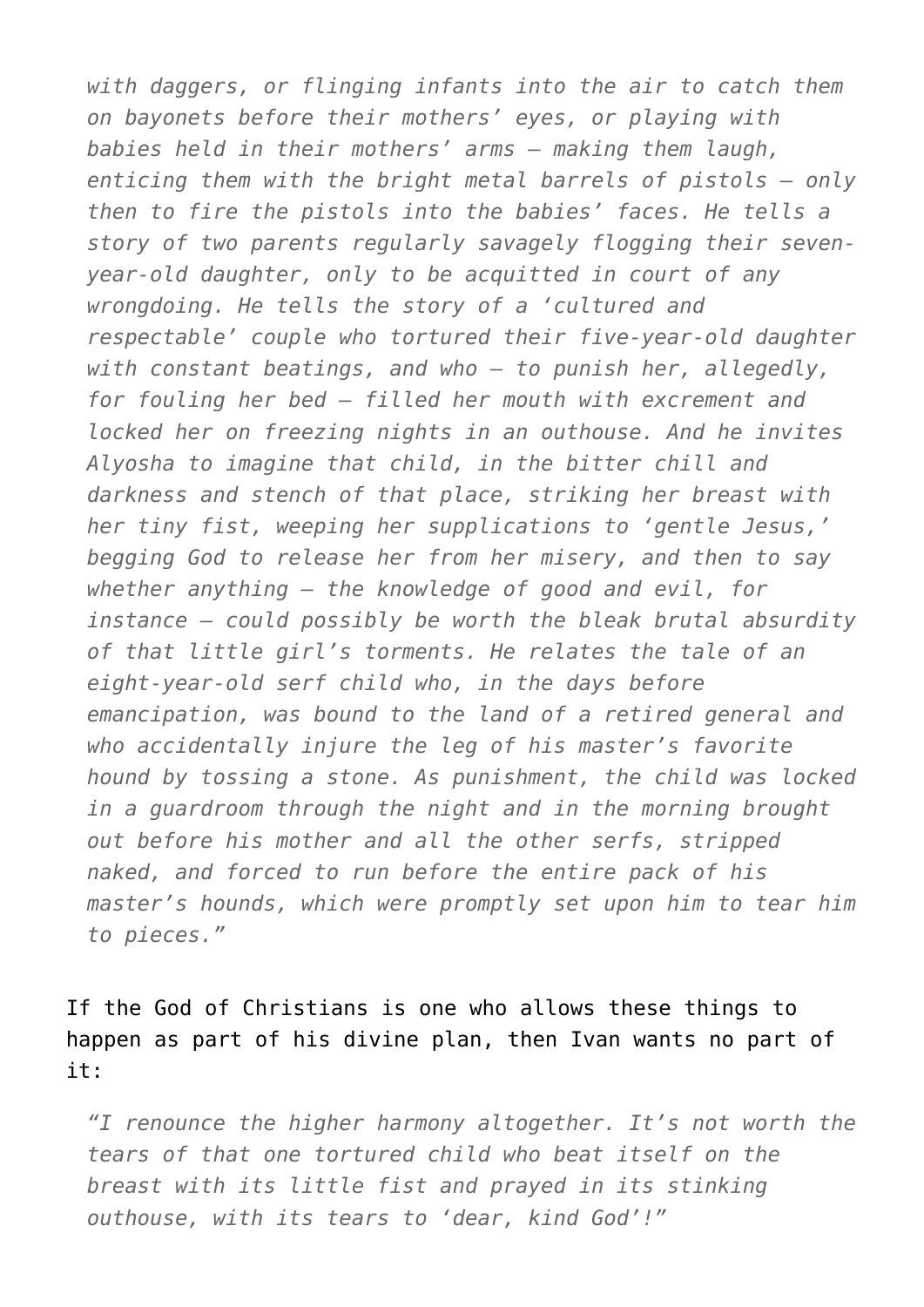> *with daggers, or flinging infants into the air to catch them on bayonets before their mothers' eyes, or playing with babies held in their mothers' arms — making them laugh, enticing them with the bright metal barrels of pistols — only then to fire the pistols into the babies' faces. He tells a story of two parents regularly savagely flogging their seven-year-old daughter, only to be acquitted in court of any wrongdoing. He tells the story of a 'cultured and respectable' couple who tortured their five-year-old daughter with constant beatings, and who — to punish her, allegedly, for fouling her bed — filled her mouth with excrement and locked her on freezing nights in an outhouse. And he invites Alyosha to imagine that child, in the bitter chill and darkness and stench of that place, striking her breast with her tiny fist, weeping her supplications to 'gentle Jesus,' begging God to release her from her misery, and then to say whether anything — the knowledge of good and evil, for instance — could possibly be worth the bleak brutal absurdity of that little girl's torments. He relates the tale of an eight-year-old serf child who, in the days before emancipation, was bound to the land of a retired general and who accidentally injure the leg of his master's favorite hound by tossing a stone. As punishment, the child was locked in a guardroom through the night and in the morning brought out before his mother and all the other serfs, stripped naked, and forced to run before the entire pack of his master's hounds, which were promptly set upon him to tear him to pieces."*

If the God of Christians is one who allows these things to happen as part of his divine plan, then Ivan wants no part of it:

> *"I renounce the higher harmony altogether. It's not worth the tears of that one tortured child who beat itself on the breast with its little fist and prayed in its stinking outhouse, with its tears to 'dear, kind God'!"*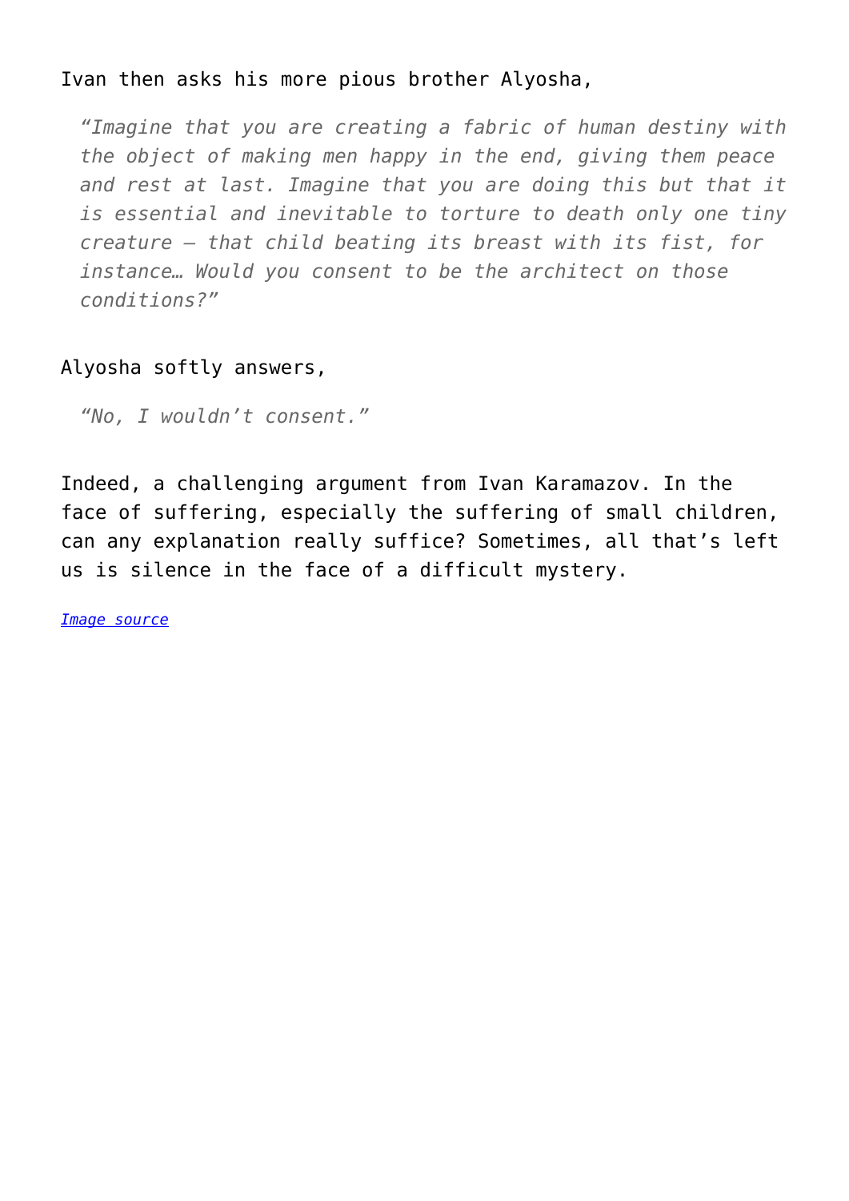Ivan then asks his more pious brother Alyosha,

> *"Imagine that you are creating a fabric of human destiny with the object of making men happy in the end, giving them peace and rest at last. Imagine that you are doing this but that it is essential and inevitable to torture to death only one tiny creature – that child beating its breast with its fist, for instance… Would you consent to be the architect on those conditions?"*

Alyosha softly answers,

> *"No, I wouldn't consent."*

Indeed, a challenging argument from Ivan Karamazov. In the face of suffering, especially the suffering of small children, can any explanation really suffice? Sometimes, all that's left us is silence in the face of a difficult mystery.

*Image source*